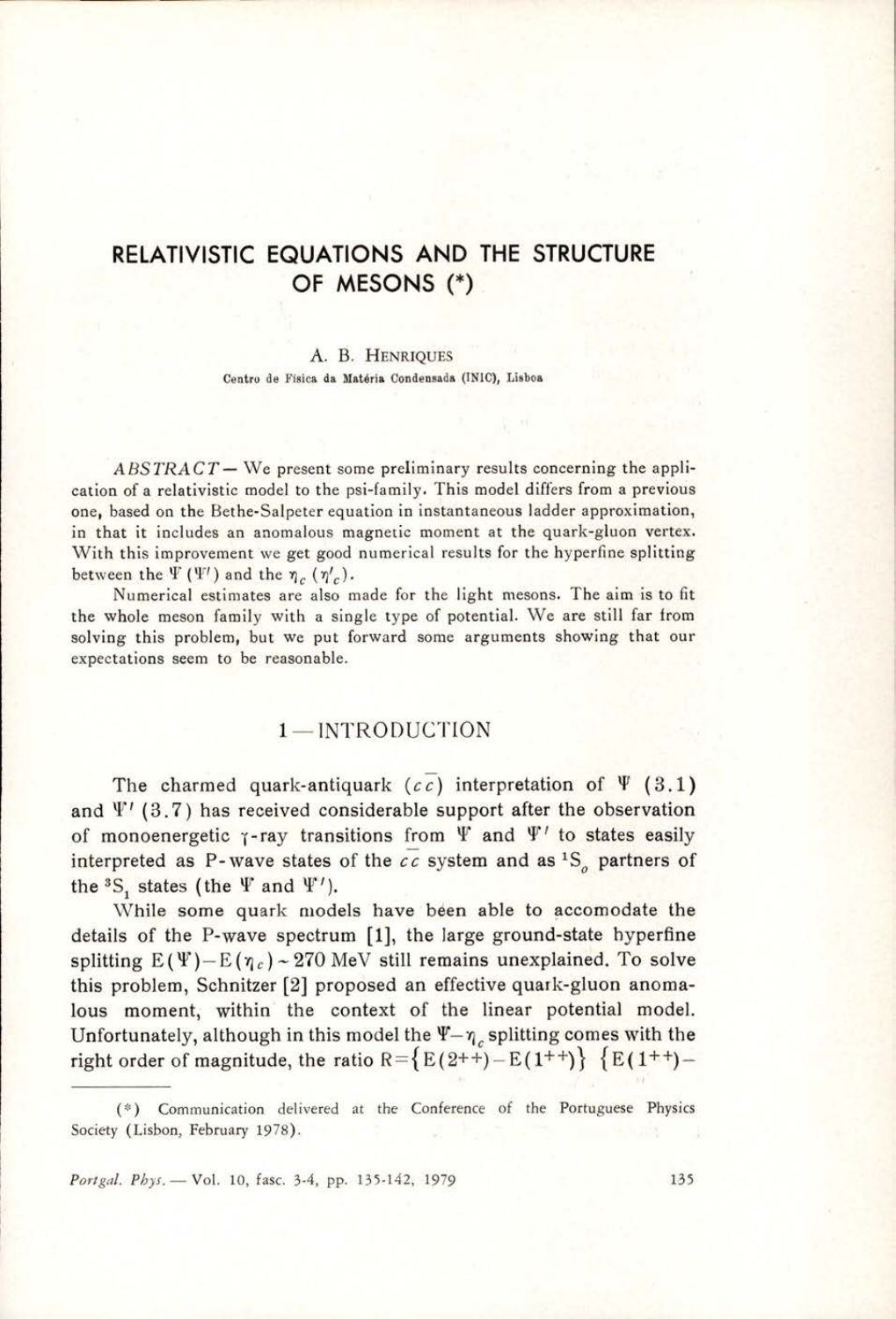# RELATIVISTIC EQUATIONS AND THE STRUCTURE OF MESONS (*)

A. B. HENRIQUES

Centro de Física da Matéria Condensada (INIC), Lisboa

*ABSTRACT* — We present some preliminary results concerning the application of a relativistic model to the psi-family. This model differs from a previous one, based on the Bethe-Salpeter equation in instantaneous ladder approximation, in that it includes an anomalous magnetic moment at the quark-gluon vertex. With this improvement we get good numerical results for the hyperfine splitting between the $\Psi$ ($\Psi'$) and the $\eta_c$ ($\eta'_c$).

Numerical estimates are also made for the light mesons. The aim is to fit the whole meson family with a single type of potential. We are still far from solving this problem, but we put forward some arguments showing that our expectations seem to be reasonable.

## 1 — INTRODUCTION

The charmed quark-antiquark ($c\bar{c}$) interpretation of $\Psi$ (3.1) and $\Psi'$ (3.7) has received considerable support after the observation of monoenergetic $\gamma$-ray transitions from $\Psi$ and $\Psi'$ to states easily interpreted as P-wave states of the $c\bar{c}$ system and as $^1S_0$ partners of the $^3S_1$ states (the $\Psi$ and $\Psi'$).

While some quark models have been able to accomodate the details of the P-wave spectrum [1], the large ground-state hyperfine splitting $E(\Psi) - E(\eta_c) \sim 270$ MeV still remains unexplained. To solve this problem, Schnitzer [2] proposed an effective quark-gluon anomalous moment, within the context of the linear potential model. Unfortunately, although in this model the $\Psi - \eta_c$ splitting comes with the right order of magnitude, the ratio $R = \{E(2^{++}) - E(1^{++})\} \; \{E(1^{++}) -$

(*) Communication delivered at the Conference of the Portuguese Physics Society (Lisbon, February 1978).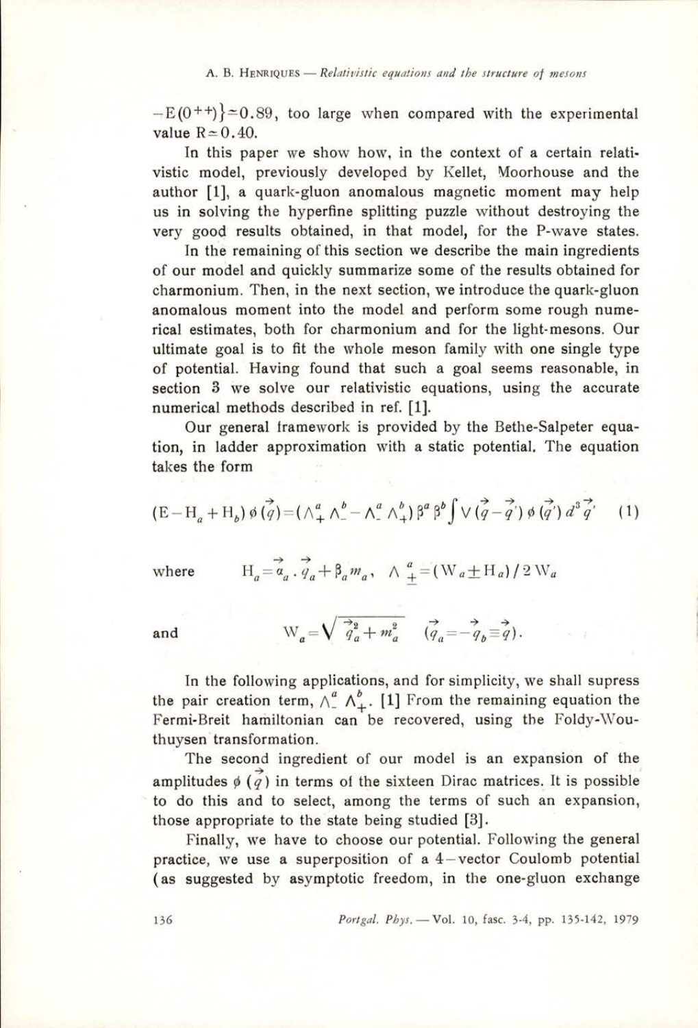$-E(0^{++})\} \simeq 0.89$, too large when compared with the experimental value $R \simeq 0.40$.

In this paper we show how, in the context of a certain relativistic model, previously developed by Kellet, Moorhouse and the author [1], a quark-gluon anomalous magnetic moment may help us in solving the hyperfine splitting puzzle without destroying the very good results obtained, in that model, for the P-wave states.

In the remaining of this section we describe the main ingredients of our model and quickly summarize some of the results obtained for charmonium. Then, in the next section, we introduce the quark-gluon anomalous moment into the model and perform some rough numerical estimates, both for charmonium and for the light-mesons. Our ultimate goal is to fit the whole meson family with one single type of potential. Having found that such a goal seems reasonable, in section 3 we solve our relativistic equations, using the accurate numerical methods described in ref. [1].

Our general framework is provided by the Bethe-Salpeter equation, in ladder approximation with a static potential. The equation takes the form

$$(E - H_a + H_b)\,\phi(\vec{q}) = (\Lambda_+^a \Lambda_-^b - \Lambda_-^a \Lambda_+^b)\,\beta^a \beta^b \int V(\vec{q} - \vec{q}\,')\,\phi(\vec{q}\,')\,d^3\vec{q}\,' \qquad (1)$$

where $\quad H_a = \vec{\alpha}_a \cdot \vec{q}_a + \beta_a m_a, \quad \Lambda_{\pm}^a = (W_a \pm H_a)/2W_a$

and $\quad W_a = \sqrt{\vec{q}_a^{\,2} + m_a^2} \quad (\vec{q}_a = -\vec{q}_b \equiv \vec{q}).$

In the following applications, and for simplicity, we shall supress the pair creation term, $\Lambda_-^a \Lambda_+^b$. [1] From the remaining equation the Fermi-Breit hamiltonian can be recovered, using the Foldy-Wouthuysen transformation.

The second ingredient of our model is an expansion of the amplitudes $\phi(\vec{q})$ in terms of the sixteen Dirac matrices. It is possible to do this and to select, among the terms of such an expansion, those appropriate to the state being studied [3].

Finally, we have to choose our potential. Following the general practice, we use a superposition of a 4-vector Coulomb potential (as suggested by asymptotic freedom, in the one-gluon exchange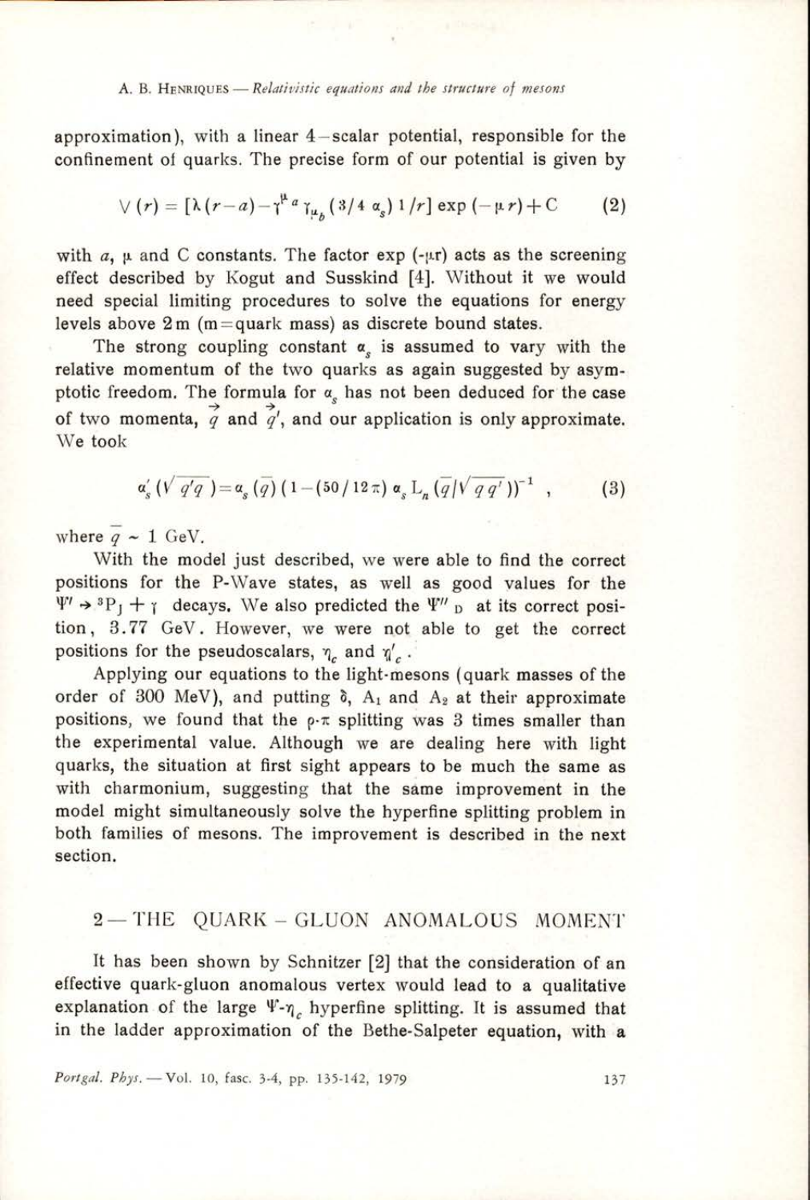approximation), with a linear 4-scalar potential, responsible for the confinement of quarks. The precise form of our potential is given by

$$V(r) = [\lambda(r-a) - \gamma^{\mu_a}\gamma_{\mu_b}(3/4\ \alpha_s)\, 1/r]\exp(-\mu r) + C \qquad (2)$$

with $a$, $\mu$ and C constants. The factor exp $(-\mu r)$ acts as the screening effect described by Kogut and Susskind [4]. Without it we would need special limiting procedures to solve the equations for energy levels above 2 m (m = quark mass) as discrete bound states.

The strong coupling constant $\alpha_s$ is assumed to vary with the relative momentum of the two quarks as again suggested by asymptotic freedom. The formula for $\alpha_s$ has not been deduced for the case of two momenta, $\vec{q}$ and $\vec{q}'$, and our application is only approximate. We took

$$\alpha_s'(\sqrt{q'q}) = \alpha_s(\bar{q})\,(1-(50/12\pi)\,\alpha_s\,L_n(\bar{q}/\sqrt{qq'}))^{-1}\ , \qquad (3)$$

where $\bar{q} \sim 1$ GeV.

With the model just described, we were able to find the correct positions for the P-Wave states, as well as good values for the $\Psi' \rightarrow {}^3P_J + \gamma$ decays. We also predicted the $\Psi''_D$ at its correct position, 3.77 GeV. However, we were not able to get the correct positions for the pseudoscalars, $\eta_c$ and $\eta_c'$.

Applying our equations to the light-mesons (quark masses of the order of 300 MeV), and putting $\delta$, $A_1$ and $A_2$ at their approximate positions, we found that the $\rho$-$\pi$ splitting was 3 times smaller than the experimental value. Although we are dealing here with light quarks, the situation at first sight appears to be much the same as with charmonium, suggesting that the same improvement in the model might simultaneously solve the hyperfine splitting problem in both families of mesons. The improvement is described in the next section.

## 2 — THE QUARK - GLUON ANOMALOUS MOMENT

It has been shown by Schnitzer [2] that the consideration of an effective quark-gluon anomalous vertex would lead to a qualitative explanation of the large $\Psi$-$\eta_c$ hyperfine splitting. It is assumed that in the ladder approximation of the Bethe-Salpeter equation, with a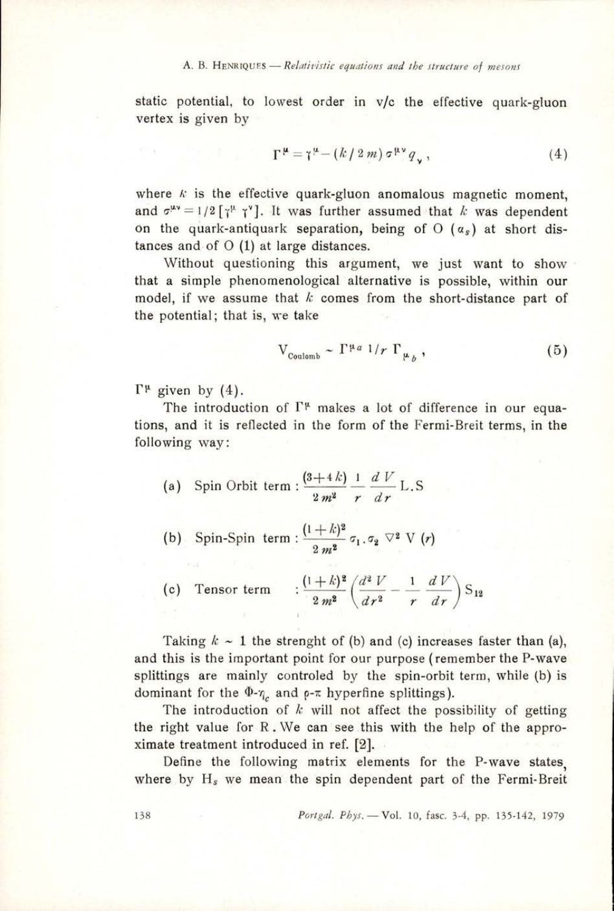static potential, to lowest order in v/c the effective quark-gluon vertex is given by

$$\Gamma^{\mu} = \gamma^{\mu} - (k / 2m) \sigma^{\mu\nu} q_{\nu} , \tag{4}$$

where $k$ is the effective quark-gluon anomalous magnetic moment, and $\sigma^{\mu\nu} = 1/2 [\gamma^{\mu} \gamma^{\nu}]$. It was further assumed that $k$ was dependent on the quark-antiquark separation, being of O ($\alpha_s$) at short distances and of O (1) at large distances.

Without questioning this argument, we just want to show that a simple phenomenological alternative is possible, within our model, if we assume that $k$ comes from the short-distance part of the potential; that is, we take

$$V_{\text{Coulomb}} \sim \Gamma^{\mu a} \, 1/r \, \Gamma_{\mu_b} , \tag{5}$$

$\Gamma^{\mu}$ given by (4).

The introduction of $\Gamma^{\mu}$ makes a lot of difference in our equations, and it is reflected in the form of the Fermi-Breit terms, in the following way:

(a) Spin Orbit term : $\dfrac{(3+4k)}{2m^2} \dfrac{1}{r} \dfrac{dV}{dr} \mathrm{L.S}$

(b) Spin-Spin term : $\dfrac{(1+k)^2}{2m^2} \sigma_1 . \sigma_2 \nabla^2 V(r)$

(c) Tensor term : $\dfrac{(1+k)^2}{2m^2} \left( \dfrac{d^2 V}{dr^2} - \dfrac{1}{r} \dfrac{dV}{dr} \right) S_{12}$

Taking $k \sim 1$ the strenght of (b) and (c) increases faster than (a), and this is the important point for our purpose (remember the P-wave splittings are mainly controled by the spin-orbit term, while (b) is dominant for the $\Phi$-$\eta_c$ and $\rho$-$\pi$ hyperfine splittings).

The introduction of $k$ will not affect the possibility of getting the right value for R. We can see this with the help of the approximate treatment introduced in ref. [2].

Define the following matrix elements for the P-wave states, where by $H_s$ we mean the spin dependent part of the Fermi-Breit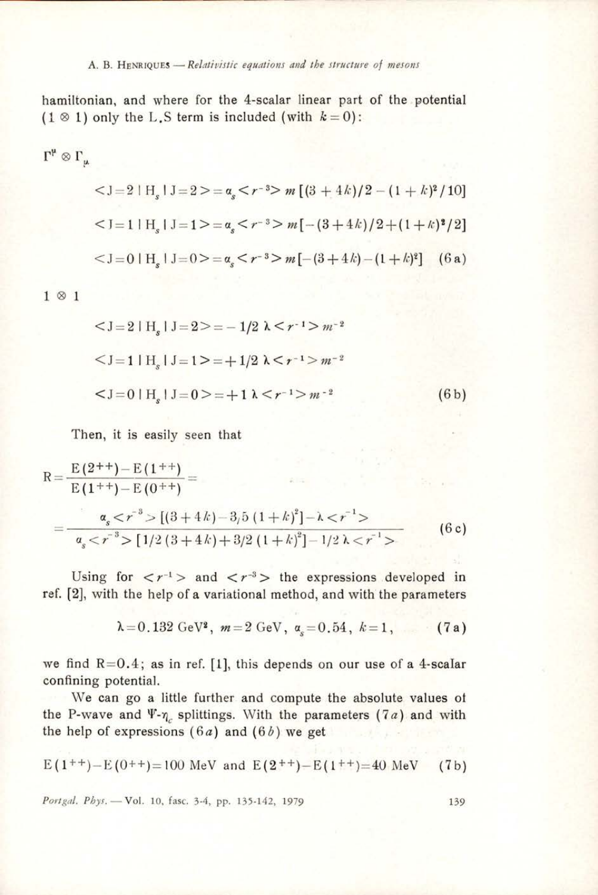hamiltonian, and where for the 4-scalar linear part of the potential $(1 \otimes 1)$ only the L.S term is included (with $k = 0$):

$\Gamma^{\mu} \otimes \Gamma_{\mu}$

$$<J=2 \mid H_s \mid J=2> = \alpha_s <r^{-3}> m\,[(3+4k)/2 - (1+k)^2/10]$$

$$<J=1 \mid H_s \mid J=1> = \alpha_s <r^{-3}> m\,[-(3+4k)/2 + (1+k)^2/2]$$

$$<J=0 \mid H_s \mid J=0> = \alpha_s <r^{-3}> m\,[-(3+4k) - (1+k)^2] \qquad (6a)$$

$1 \otimes 1$

$$<J=2 \mid H_s \mid J=2> = -1/2\,\lambda <r^{-1}> m^{-2}$$

$$<J=1 \mid H_s \mid J=1> = +1/2\,\lambda <r^{-1}> m^{-2}$$

$$<J=0 \mid H_s \mid J=0> = +1\,\lambda <r^{-1}> m^{-2} \qquad (6b)$$

Then, it is easily seen that

$$R = \frac{E(2^{++}) - E(1^{++})}{E(1^{++}) - E(0^{++})} = \frac{\alpha_s <r^{-3}> [(3+4k) - 3/5\,(1+k)^2] - \lambda <r^{-1}>}{\alpha_s <r^{-3}> [1/2\,(3+4k) + 3/2\,(1+k)^2] - 1/2\,\lambda <r^{-1}>} \qquad (6c)$$

Using for $<r^{-1}>$ and $<r^{-3}>$ the expressions developed in ref. [2], with the help of a variational method, and with the parameters

$$\lambda = 0.132 \text{ GeV}^2, \; m = 2 \text{ GeV}, \; \alpha_s = 0.54, \; k = 1, \qquad (7a)$$

we find $R = 0.4$; as in ref. [1], this depends on our use of a 4-scalar confining potential.

We can go a little further and compute the absolute values of the P-wave and $\Psi$-$\eta_c$ splittings. With the parameters $(7a)$ and with the help of expressions $(6a)$ and $(6b)$ we get

$$E(1^{++}) - E(0^{++}) = 100 \text{ MeV and } E(2^{++}) - E(1^{++}) = 40 \text{ MeV} \qquad (7b)$$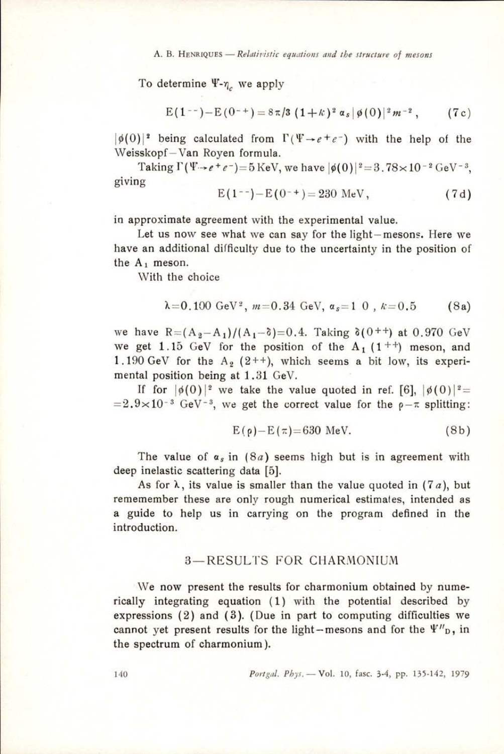To determine $\Psi$-$\eta_c$ we apply

$$E(1^{--}) - E(0^{-+}) = 8\pi/3\,(1+\kappa)^2\,\alpha_s\,|\phi(0)|^2 m^{-2}, \qquad (7c)$$

$|\phi(0)|^2$ being calculated from $\Gamma(\Psi \rightarrow e^+e^-)$ with the help of the Weisskopf–Van Royen formula.

Taking $\Gamma(\Psi \rightarrow e^+e^-) = 5$ KeV, we have $|\phi(0)|^2 = 3.78 \times 10^{-2}\ \text{GeV}^{-3}$, giving

$$E(1^{--}) - E(0^{-+}) = 230\ \text{MeV}, \qquad (7d)$$

in approximate agreement with the experimental value.

Let us now see what we can say for the light–mesons. Here we have an additional difficulty due to the uncertainty in the position of the $A_1$ meson.

With the choice

$$\lambda = 0.100\ \text{GeV}^2,\ m = 0.34\ \text{GeV},\ \alpha_s = 1\ 0\ ,\ \kappa = 0.5 \qquad (8a)$$

we have $R = (A_2 - A_1)/(A_1 - \delta) = 0.4$. Taking $\delta(0^{++})$ at 0.970 GeV we get 1.15 GeV for the position of the $A_1$ $(1^{++})$ meson, and 1.190 GeV for the $A_2$ $(2^{++})$, which seems a bit low, its experimental position being at 1.31 GeV.

If for $|\phi(0)|^2$ we take the value quoted in ref. [6], $|\phi(0)|^2 = 2.9 \times 10^{-3}\ \text{GeV}^{-3}$, we get the correct value for the $\rho - \pi$ splitting:

$$E(\rho) - E(\pi) = 630\ \text{MeV}. \qquad (8b)$$

The value of $\alpha_s$ in $(8a)$ seems high but is in agreement with deep inelastic scattering data [5].

As for $\lambda$, its value is smaller than the value quoted in $(7a)$, but rememember these are only rough numerical estimates, intended as a guide to help us in carrying on the program defined in the introduction.

## 3—RESULTS FOR CHARMONIUM

We now present the results for charmonium obtained by numerically integrating equation (1) with the potential described by expressions (2) and (3). (Due in part to computing difficulties we cannot yet present results for the light–mesons and for the $\Psi''_D$, in the spectrum of charmonium).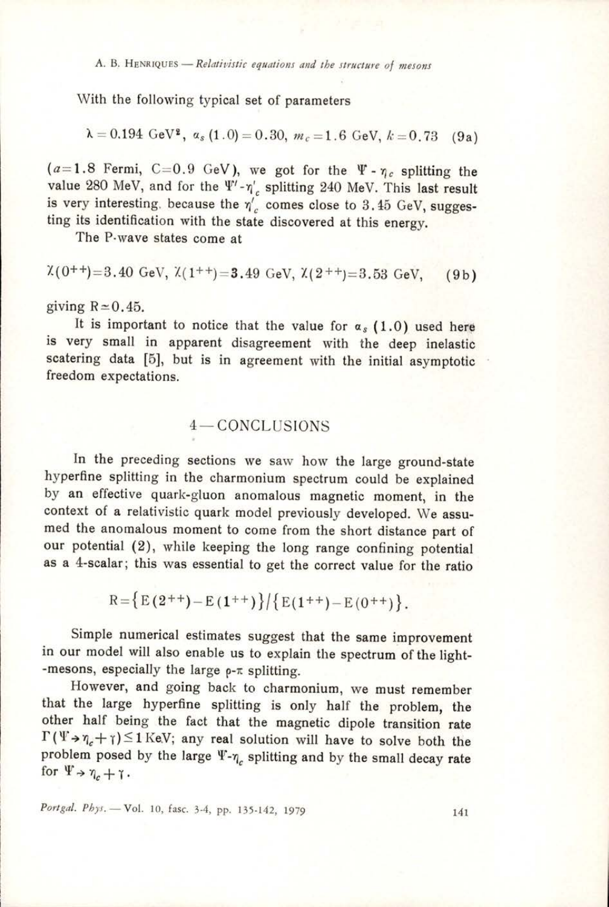With the following typical set of parameters

$$\lambda = 0.194 \text{ GeV}^2, \ \alpha_s(1.0) = 0.30, \ m_c = 1.6 \text{ GeV}, \ k = 0.73 \quad (9a)$$

($a=1.8$ Fermi, $C=0.9$ GeV), we got for the $\Psi$ - $\eta_c$ splitting the value 280 MeV, and for the $\Psi'$-$\eta'_c$ splitting 240 MeV. This last result is very interesting, because the $\eta'_c$ comes close to 3.45 GeV, suggesting its identification with the state discovered at this energy.

The P-wave states come at

$$\chi(0^{++})=3.40 \text{ GeV}, \ \chi(1^{++})=3.49 \text{ GeV}, \ \chi(2^{++})=3.53 \text{ GeV}, \quad (9b)$$

giving $R \simeq 0.45$.

It is important to notice that the value for $\alpha_s$ (1.0) used here is very small in apparent disagreement with the deep inelastic scatering data [5], but is in agreement with the initial asymptotic freedom expectations.

## 4 — CONCLUSIONS

In the preceding sections we saw how the large ground-state hyperfine splitting in the charmonium spectrum could be explained by an effective quark-gluon anomalous magnetic moment, in the context of a relativistic quark model previously developed. We assumed the anomalous moment to come from the short distance part of our potential (2), while keeping the long range confining potential as a 4-scalar; this was essential to get the correct value for the ratio

$$R = \{E(2^{++}) - E(1^{++})\}/\{E(1^{++}) - E(0^{++})\}.$$

Simple numerical estimates suggest that the same improvement in our model will also enable us to explain the spectrum of the light-mesons, especially the large $\rho$-$\pi$ splitting.

However, and going back to charmonium, we must remember that the large hyperfine splitting is only half the problem, the other half being the fact that the magnetic dipole transition rate $\Gamma(\Psi \to \eta_c + \gamma) \leq 1$ KeV; any real solution will have to solve both the problem posed by the large $\Psi$-$\eta_c$ splitting and by the small decay rate for $\Psi \to \eta_c + \gamma$.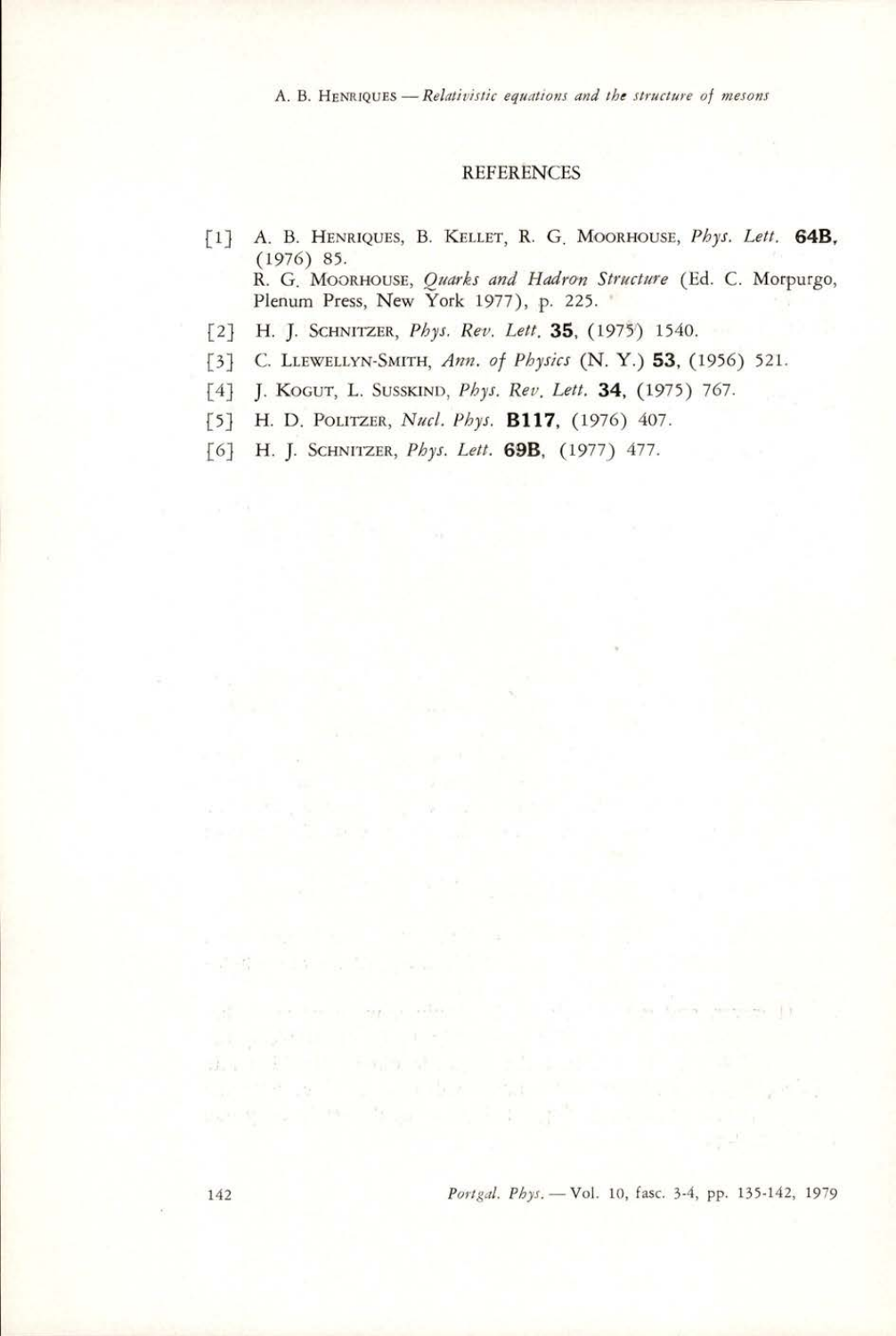## REFERENCES

[1] A. B. Henriques, B. Kellet, R. G. Moorhouse, *Phys. Lett.* **64B**, (1976) 85.
R. G. Moorhouse, *Quarks and Hadron Structure* (Ed. C. Morpurgo, Plenum Press, New York 1977), p. 225.

[2] H. J. Schnitzer, *Phys. Rev. Lett.* **35**, (1975) 1540.

[3] C. Llewellyn-Smith, *Ann. of Physics* (N. Y.) **53**, (1956) 521.

[4] J. Kogut, L. Susskind, *Phys. Rev. Lett.* **34**, (1975) 767.

[5] H. D. Politzer, *Nucl. Phys.* **B117**, (1976) 407.

[6] H. J. Schnitzer, *Phys. Lett.* **69B**, (1977) 477.